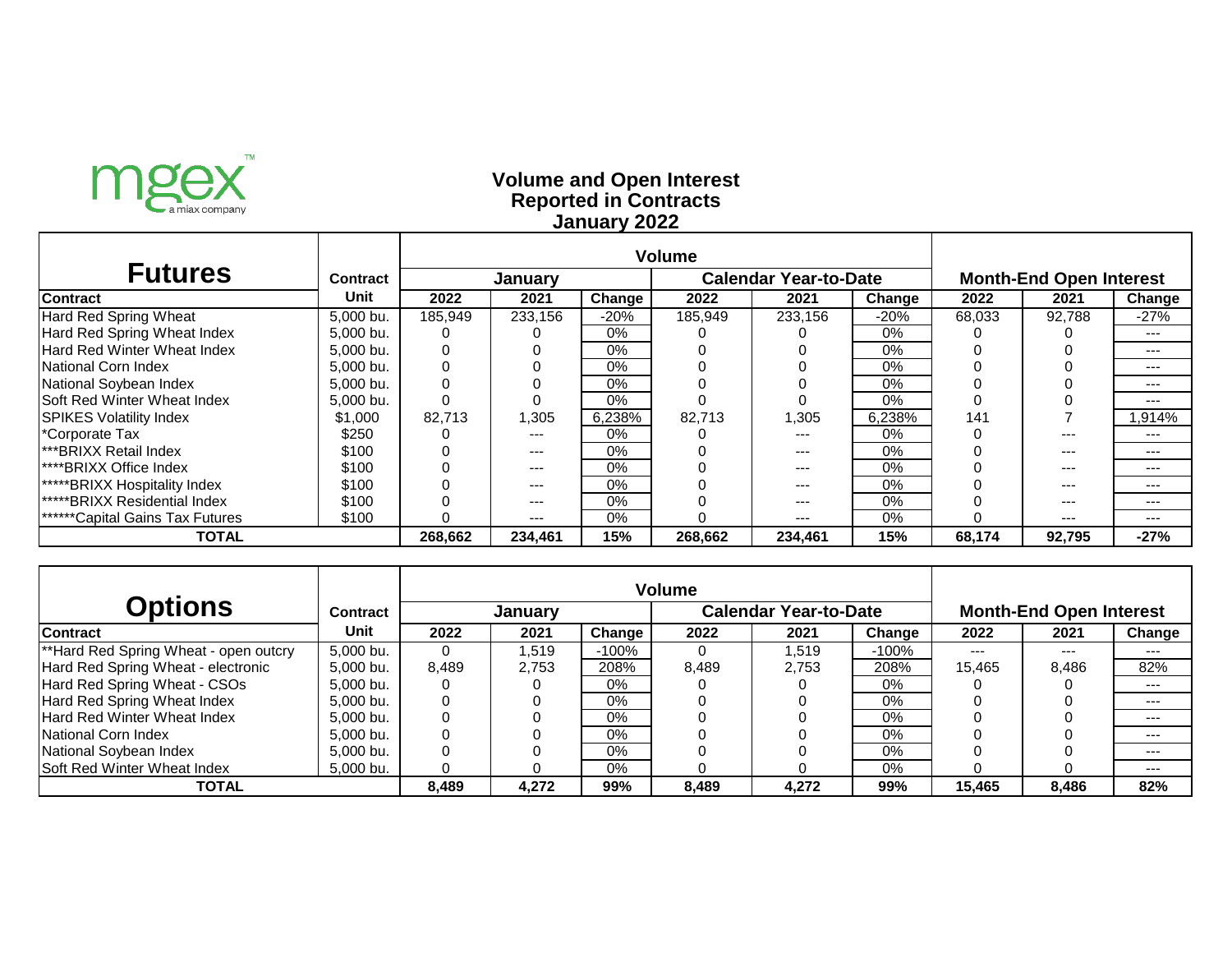mgex a miax company

# Volume and Open Interest
## Reported in Contracts
## January 2022

| Futures | Contract | Volume | | | | | | Month-End Open Interest | | |
|---|---|---|---|---|---|---|---|---|---|---|
| | | January | | | Calendar Year-to-Date | | | | | |
| Contract | Unit | 2022 | 2021 | Change | 2022 | 2021 | Change | 2022 | 2021 | Change |
| Hard Red Spring Wheat | 5,000 bu. | 185,949 | 233,156 | -20% | 185,949 | 233,156 | -20% | 68,033 | 92,788 | -27% |
| Hard Red Spring Wheat Index | 5,000 bu. | 0 | 0 | 0% | 0 | 0 | 0% | 0 | 0 | --- |
| Hard Red Winter Wheat Index | 5,000 bu. | 0 | 0 | 0% | 0 | 0 | 0% | 0 | 0 | --- |
| National Corn Index | 5,000 bu. | 0 | 0 | 0% | 0 | 0 | 0% | 0 | 0 | --- |
| National Soybean Index | 5,000 bu. | 0 | 0 | 0% | 0 | 0 | 0% | 0 | 0 | --- |
| Soft Red Winter Wheat Index | 5,000 bu. | 0 | 0 | 0% | 0 | 0 | 0% | 0 | 0 | --- |
| SPIKES Volatility Index | $1,000 | 82,713 | 1,305 | 6,238% | 82,713 | 1,305 | 6,238% | 141 | 7 | 1,914% |
| *Corporate Tax | $250 | 0 | --- | 0% | 0 | --- | 0% | 0 | --- | --- |
| ***BRIXX Retail Index | $100 | 0 | --- | 0% | 0 | --- | 0% | 0 | --- | --- |
| ****BRIXX Office Index | $100 | 0 | --- | 0% | 0 | --- | 0% | 0 | --- | --- |
| *****BRIXX Hospitality Index | $100 | 0 | --- | 0% | 0 | --- | 0% | 0 | --- | --- |
| *****BRIXX Residential Index | $100 | 0 | --- | 0% | 0 | --- | 0% | 0 | --- | --- |
| ******Capital Gains Tax Futures | $100 | 0 | --- | 0% | 0 | --- | 0% | 0 | --- | --- |
| **TOTAL** | | **268,662** | **234,461** | **15%** | **268,662** | **234,461** | **15%** | **68,174** | **92,795** | **-27%** |

| Options | Contract | Volume | | | | | | Month-End Open Interest | | |
|---|---|---|---|---|---|---|---|---|---|---|
| | | January | | | Calendar Year-to-Date | | | | | |
| Contract | Unit | 2022 | 2021 | Change | 2022 | 2021 | Change | 2022 | 2021 | Change |
| **Hard Red Spring Wheat - open outcry | 5,000 bu. | 0 | 1,519 | -100% | 0 | 1,519 | -100% | --- | --- | --- |
| Hard Red Spring Wheat - electronic | 5,000 bu. | 8,489 | 2,753 | 208% | 8,489 | 2,753 | 208% | 15,465 | 8,486 | 82% |
| Hard Red Spring Wheat - CSOs | 5,000 bu. | 0 | 0 | 0% | 0 | 0 | 0% | 0 | 0 | --- |
| Hard Red Spring Wheat Index | 5,000 bu. | 0 | 0 | 0% | 0 | 0 | 0% | 0 | 0 | --- |
| Hard Red Winter Wheat Index | 5,000 bu. | 0 | 0 | 0% | 0 | 0 | 0% | 0 | 0 | --- |
| National Corn Index | 5,000 bu. | 0 | 0 | 0% | 0 | 0 | 0% | 0 | 0 | --- |
| National Soybean Index | 5,000 bu. | 0 | 0 | 0% | 0 | 0 | 0% | 0 | 0 | --- |
| Soft Red Winter Wheat Index | 5,000 bu. | 0 | 0 | 0% | 0 | 0 | 0% | 0 | 0 | --- |
| **TOTAL** | | **8,489** | **4,272** | **99%** | **8,489** | **4,272** | **99%** | **15,465** | **8,486** | **82%** |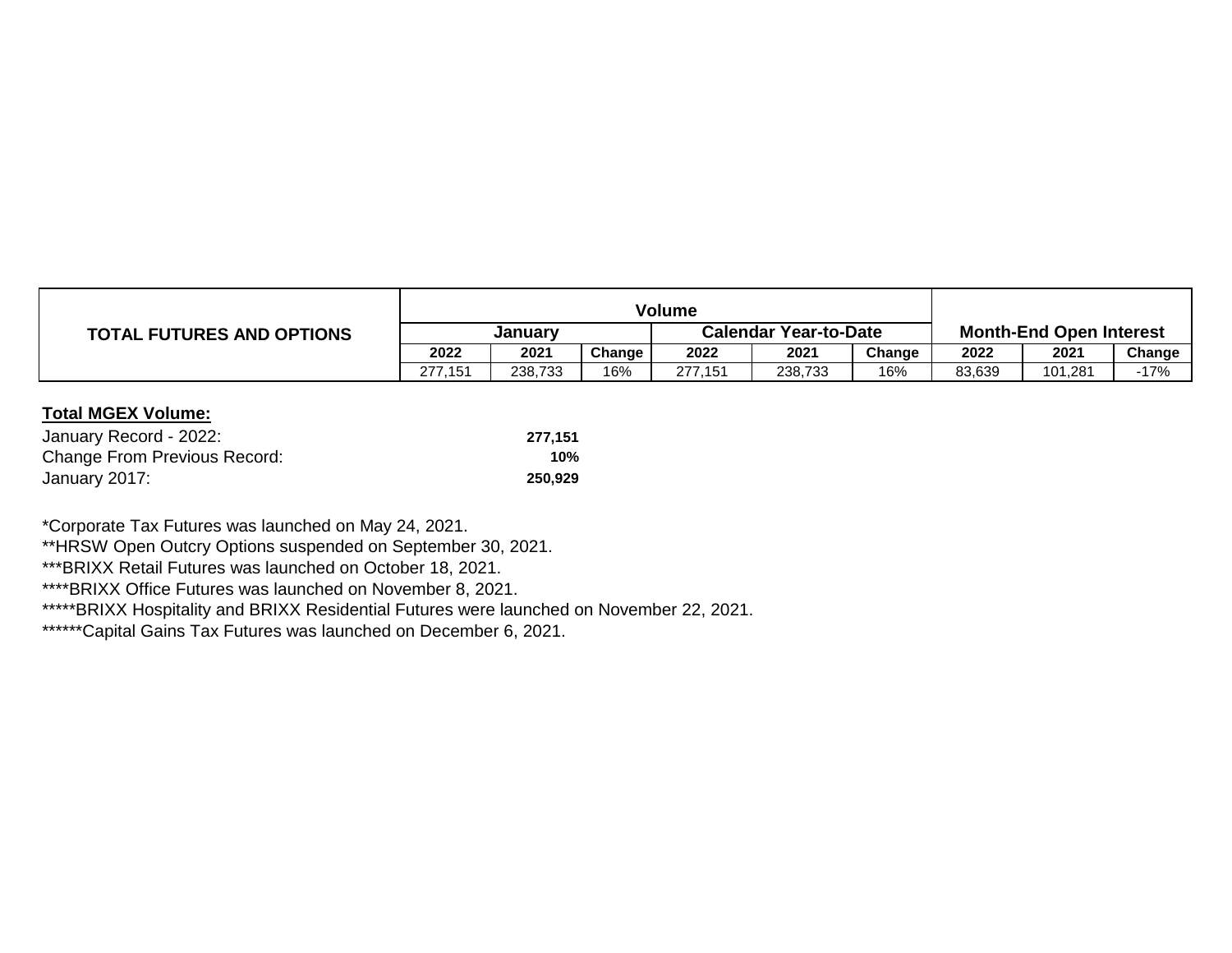| TOTAL FUTURES AND OPTIONS | Volume | | | | | | Month-End Open Interest | | |
|---|---|---|---|---|---|---|---|---|---|
| | January | | | Calendar Year-to-Date | | | | | |
| | 2022 | 2021 | Change | 2022 | 2021 | Change | 2022 | 2021 | Change |
| | 277,151 | 238,733 | 16% | 277,151 | 238,733 | 16% | 83,639 | 101,281 | -17% |

**Total MGEX Volume:**

| | |
|---|---|
| January Record - 2022: | **277,151** |
| Change From Previous Record: | **10%** |
| January 2017: | **250,929** |

*Corporate Tax Futures was launched on May 24, 2021.
**HRSW Open Outcry Options suspended on September 30, 2021.
***BRIXX Retail Futures was launched on October 18, 2021.
****BRIXX Office Futures was launched on November 8, 2021.
*****BRIXX Hospitality and BRIXX Residential Futures were launched on November 22, 2021.
******Capital Gains Tax Futures was launched on December 6, 2021.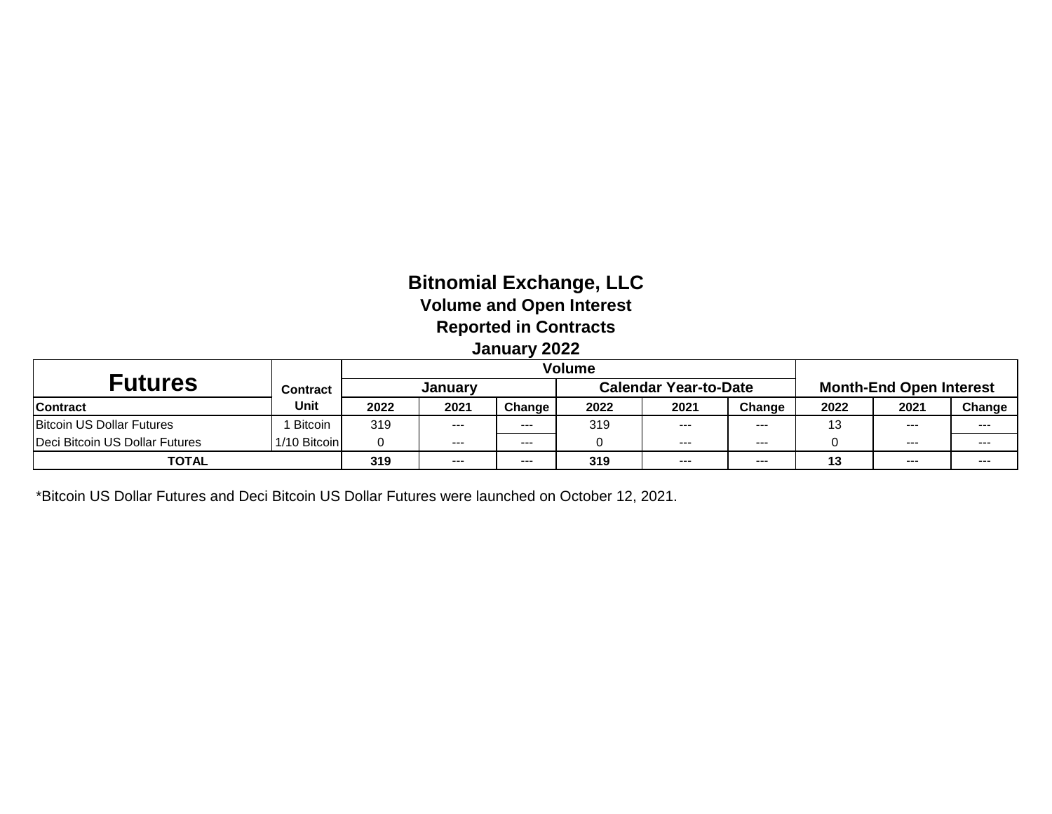# Bitnomial Exchange, LLC

**Volume and Open Interest**

**Reported in Contracts**

**January 2022**

| Futures | Contract | Volume | | | | | | Month-End Open Interest | | |
|---|---|---|---|---|---|---|---|---|---|---|
| | | January | | | Calendar Year-to-Date | | | | | |
| Contract | Unit | 2022 | 2021 | Change | 2022 | 2021 | Change | 2022 | 2021 | Change |
| Bitcoin US Dollar Futures | 1 Bitcoin | 319 | --- | --- | 319 | --- | --- | 13 | --- | --- |
| Deci Bitcoin US Dollar Futures | 1/10 Bitcoin | 0 | --- | --- | 0 | --- | --- | 0 | --- | --- |
| **TOTAL** | | **319** | --- | --- | **319** | --- | --- | **13** | --- | --- |

*Bitcoin US Dollar Futures and Deci Bitcoin US Dollar Futures were launched on October 12, 2021.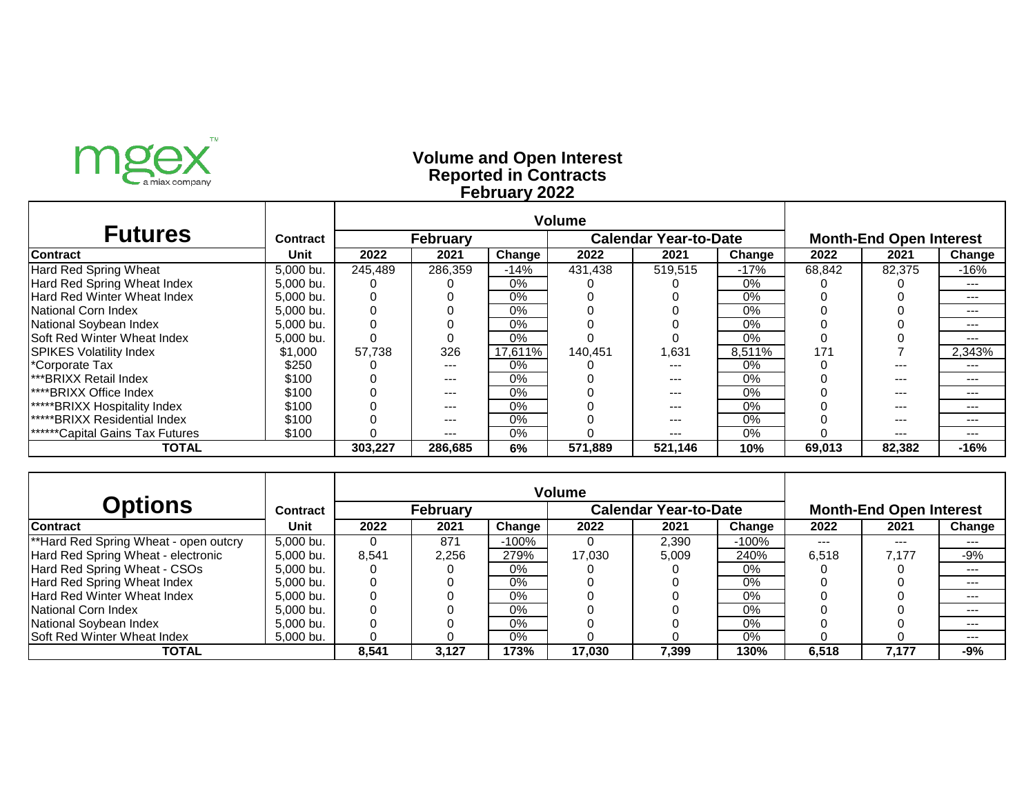mgex a miax company

# Volume and Open Interest
## Reported in Contracts
## February 2022

| Futures | Contract | Volume | | | | | | Month-End Open Interest | | |
|---|---|---|---|---|---|---|---|---|---|---|
| | | February | | | Calendar Year-to-Date | | | | | |
| Contract | Unit | 2022 | 2021 | Change | 2022 | 2021 | Change | 2022 | 2021 | Change |
| Hard Red Spring Wheat | 5,000 bu. | 245,489 | 286,359 | -14% | 431,438 | 519,515 | -17% | 68,842 | 82,375 | -16% |
| Hard Red Spring Wheat Index | 5,000 bu. | 0 | 0 | 0% | 0 | 0 | 0% | 0 | 0 | --- |
| Hard Red Winter Wheat Index | 5,000 bu. | 0 | 0 | 0% | 0 | 0 | 0% | 0 | 0 | --- |
| National Corn Index | 5,000 bu. | 0 | 0 | 0% | 0 | 0 | 0% | 0 | 0 | --- |
| National Soybean Index | 5,000 bu. | 0 | 0 | 0% | 0 | 0 | 0% | 0 | 0 | --- |
| Soft Red Winter Wheat Index | 5,000 bu. | 0 | 0 | 0% | 0 | 0 | 0% | 0 | 0 | --- |
| SPIKES Volatility Index | $1,000 | 57,738 | 326 | 17,611% | 140,451 | 1,631 | 8,511% | 171 | 7 | 2,343% |
| *Corporate Tax | $250 | 0 | --- | 0% | 0 | --- | 0% | 0 | --- | --- |
| ***BRIXX Retail Index | $100 | 0 | --- | 0% | 0 | --- | 0% | 0 | --- | --- |
| ****BRIXX Office Index | $100 | 0 | --- | 0% | 0 | --- | 0% | 0 | --- | --- |
| *****BRIXX Hospitality Index | $100 | 0 | --- | 0% | 0 | --- | 0% | 0 | --- | --- |
| *****BRIXX Residential Index | $100 | 0 | --- | 0% | 0 | --- | 0% | 0 | --- | --- |
| ******Capital Gains Tax Futures | $100 | 0 | --- | 0% | 0 | --- | 0% | 0 | --- | --- |
| **TOTAL** | | **303,227** | **286,685** | **6%** | **571,889** | **521,146** | **10%** | **69,013** | **82,382** | **-16%** |

| Options | Contract | Volume | | | | | | Month-End Open Interest | | |
|---|---|---|---|---|---|---|---|---|---|---|
| | | February | | | Calendar Year-to-Date | | | | | |
| Contract | Unit | 2022 | 2021 | Change | 2022 | 2021 | Change | 2022 | 2021 | Change |
| **Hard Red Spring Wheat - open outcry | 5,000 bu. | 0 | 871 | -100% | 0 | 2,390 | -100% | --- | --- | --- |
| Hard Red Spring Wheat - electronic | 5,000 bu. | 8,541 | 2,256 | 279% | 17,030 | 5,009 | 240% | 6,518 | 7,177 | -9% |
| Hard Red Spring Wheat - CSOs | 5,000 bu. | 0 | 0 | 0% | 0 | 0 | 0% | 0 | 0 | --- |
| Hard Red Spring Wheat Index | 5,000 bu. | 0 | 0 | 0% | 0 | 0 | 0% | 0 | 0 | --- |
| Hard Red Winter Wheat Index | 5,000 bu. | 0 | 0 | 0% | 0 | 0 | 0% | 0 | 0 | --- |
| National Corn Index | 5,000 bu. | 0 | 0 | 0% | 0 | 0 | 0% | 0 | 0 | --- |
| National Soybean Index | 5,000 bu. | 0 | 0 | 0% | 0 | 0 | 0% | 0 | 0 | --- |
| Soft Red Winter Wheat Index | 5,000 bu. | 0 | 0 | 0% | 0 | 0 | 0% | 0 | 0 | --- |
| **TOTAL** | | **8,541** | **3,127** | **173%** | **17,030** | **7,399** | **130%** | **6,518** | **7,177** | **-9%** |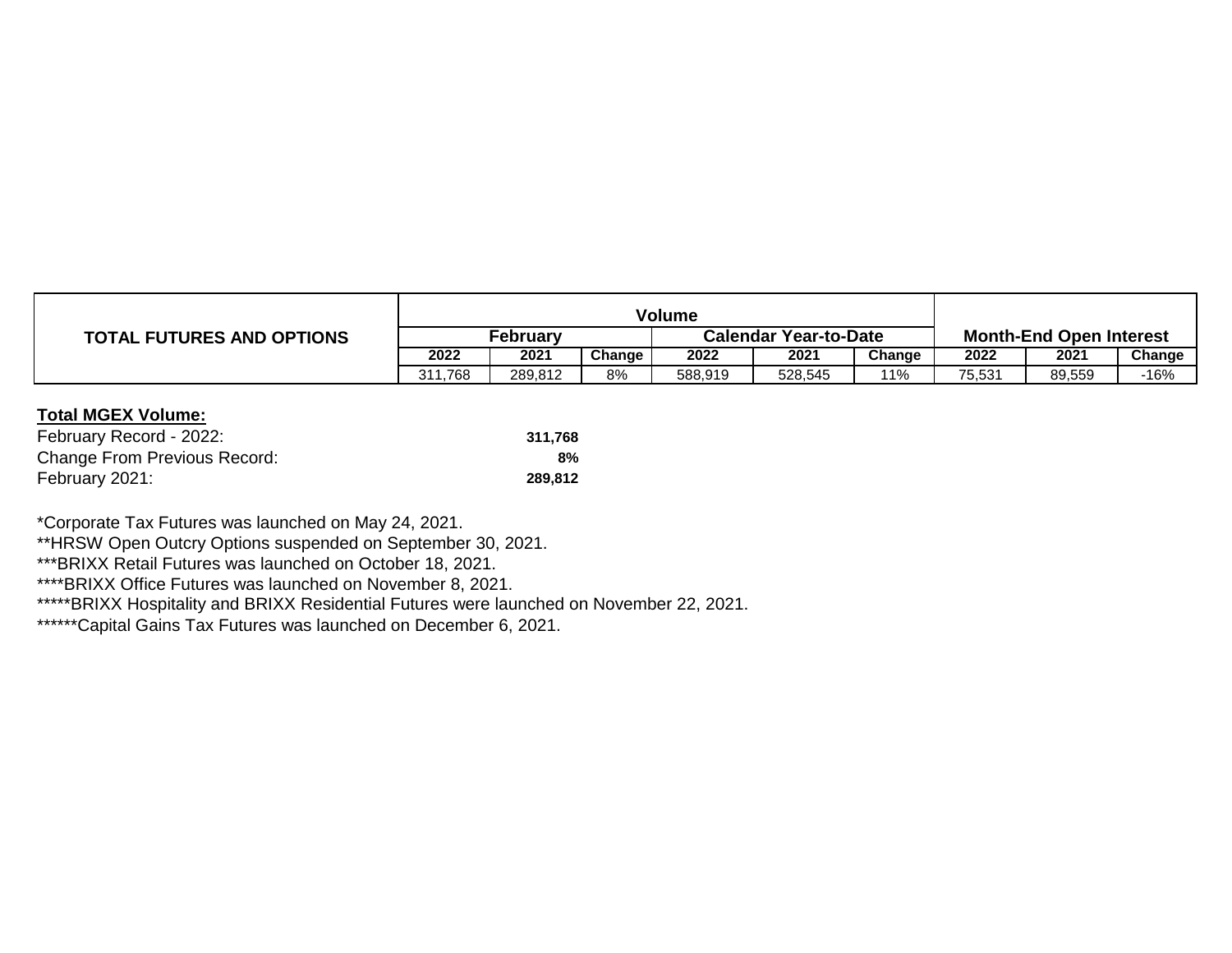| TOTAL FUTURES AND OPTIONS | Volume | | | | | | Month-End Open Interest | | |
|---|---|---|---|---|---|---|---|---|---|
| | February | | | Calendar Year-to-Date | | | | | |
| | 2022 | 2021 | Change | 2022 | 2021 | Change | 2022 | 2021 | Change |
| | 311,768 | 289,812 | 8% | 588,919 | 528,545 | 11% | 75,531 | 89,559 | -16% |

**Total MGEX Volume:**

| | |
|---|---|
| February Record - 2022: | **311,768** |
| Change From Previous Record: | **8%** |
| February 2021: | **289,812** |

*Corporate Tax Futures was launched on May 24, 2021.
**HRSW Open Outcry Options suspended on September 30, 2021.
***BRIXX Retail Futures was launched on October 18, 2021.
****BRIXX Office Futures was launched on November 8, 2021.
*****BRIXX Hospitality and BRIXX Residential Futures were launched on November 22, 2021.
******Capital Gains Tax Futures was launched on December 6, 2021.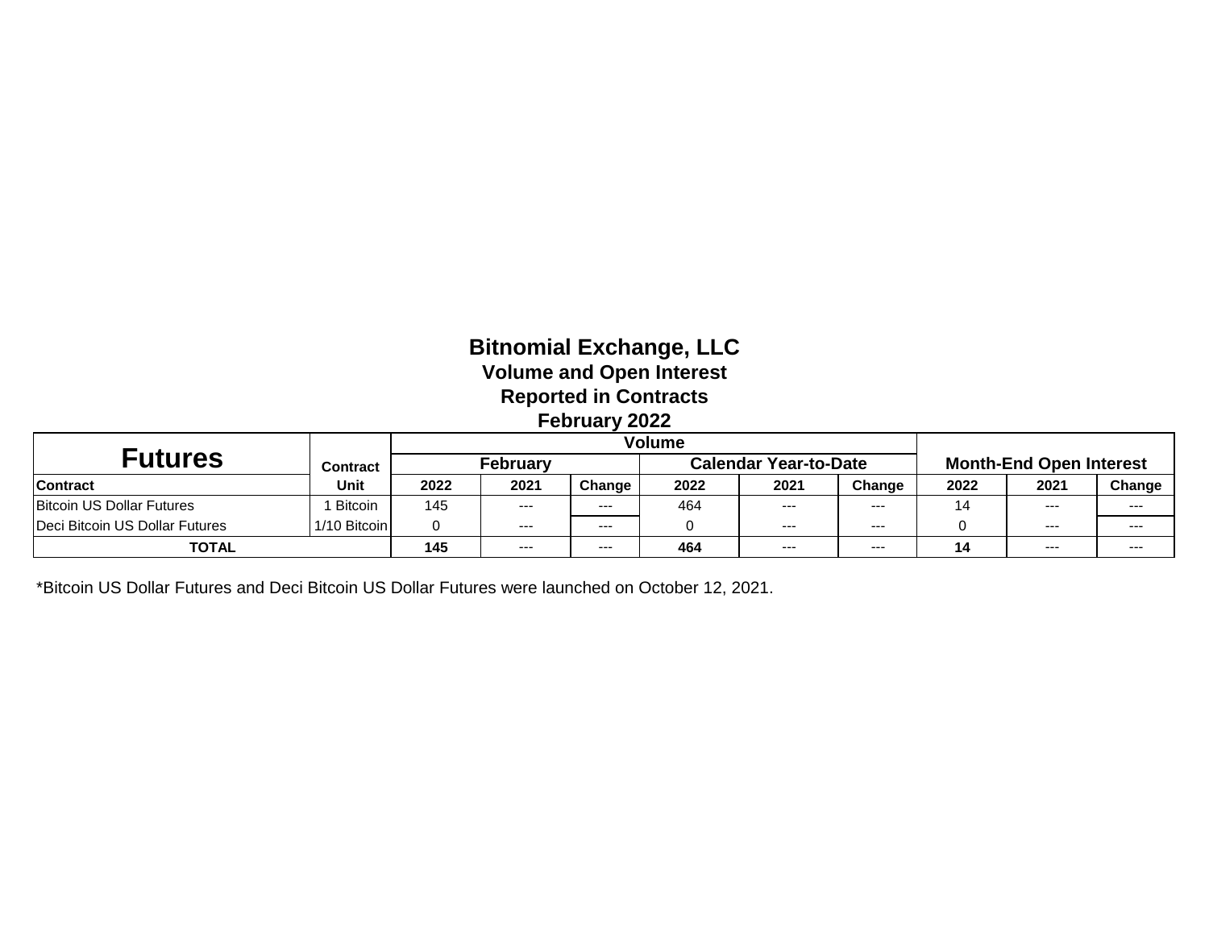# Bitnomial Exchange, LLC

## Volume and Open Interest

## Reported in Contracts

## February 2022

| Futures | Contract | Volume | | | | | | Month-End Open Interest | | |
|---|---|---|---|---|---|---|---|---|---|---|
| | | February | | | Calendar Year-to-Date | | | | | |
| Contract | Unit | 2022 | 2021 | Change | 2022 | 2021 | Change | 2022 | 2021 | Change |
| Bitcoin US Dollar Futures | 1 Bitcoin | 145 | --- | --- | 464 | --- | --- | 14 | --- | --- |
| Deci Bitcoin US Dollar Futures | 1/10 Bitcoin | 0 | --- | --- | 0 | --- | --- | 0 | --- | --- |
| **TOTAL** | | **145** | --- | --- | **464** | --- | --- | **14** | --- | --- |

*Bitcoin US Dollar Futures and Deci Bitcoin US Dollar Futures were launched on October 12, 2021.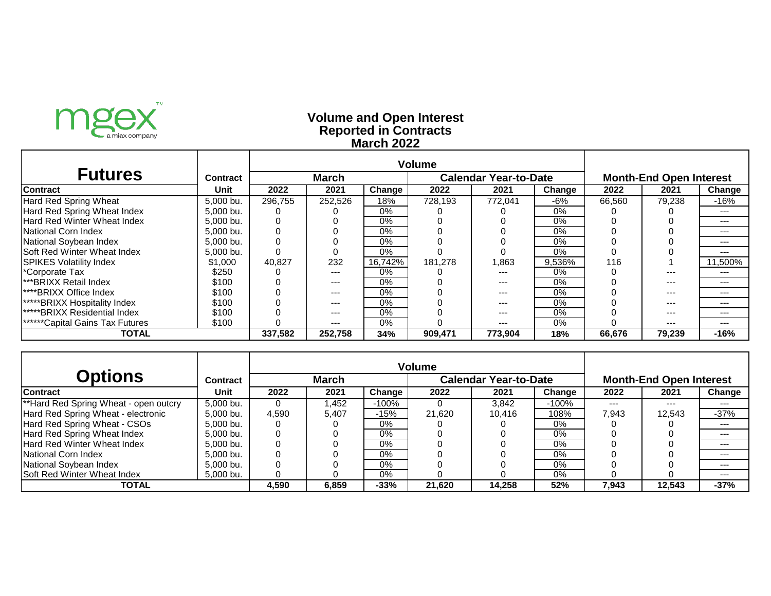mgex™ a miax company

# Volume and Open Interest
## Reported in Contracts
## March 2022

| Futures | Contract | Volume | | | | | | Month-End Open Interest | | |
|---|---|---|---|---|---|---|---|---|---|---|
| | | March | | | Calendar Year-to-Date | | | | | |
| Contract | Unit | 2022 | 2021 | Change | 2022 | 2021 | Change | 2022 | 2021 | Change |
| Hard Red Spring Wheat | 5,000 bu. | 296,755 | 252,526 | 18% | 728,193 | 772,041 | -6% | 66,560 | 79,238 | -16% |
| Hard Red Spring Wheat Index | 5,000 bu. | 0 | 0 | 0% | 0 | 0 | 0% | 0 | 0 | --- |
| Hard Red Winter Wheat Index | 5,000 bu. | 0 | 0 | 0% | 0 | 0 | 0% | 0 | 0 | --- |
| National Corn Index | 5,000 bu. | 0 | 0 | 0% | 0 | 0 | 0% | 0 | 0 | --- |
| National Soybean Index | 5,000 bu. | 0 | 0 | 0% | 0 | 0 | 0% | 0 | 0 | --- |
| Soft Red Winter Wheat Index | 5,000 bu. | 0 | 0 | 0% | 0 | 0 | 0% | 0 | 0 | --- |
| SPIKES Volatility Index | $1,000 | 40,827 | 232 | 16,742% | 181,278 | 1,863 | 9,536% | 116 | 1 | 11,500% |
| *Corporate Tax | $250 | 0 | --- | 0% | 0 | --- | 0% | 0 | --- | --- |
| ***BRIXX Retail Index | $100 | 0 | --- | 0% | 0 | --- | 0% | 0 | --- | --- |
| ****BRIXX Office Index | $100 | 0 | --- | 0% | 0 | --- | 0% | 0 | --- | --- |
| *****BRIXX Hospitality Index | $100 | 0 | --- | 0% | 0 | --- | 0% | 0 | --- | --- |
| *****BRIXX Residential Index | $100 | 0 | --- | 0% | 0 | --- | 0% | 0 | --- | --- |
| ******Capital Gains Tax Futures | $100 | 0 | --- | 0% | 0 | --- | 0% | 0 | --- | --- |
| **TOTAL** | | **337,582** | **252,758** | **34%** | **909,471** | **773,904** | **18%** | **66,676** | **79,239** | **-16%** |

| Options | Contract | Volume | | | | | | Month-End Open Interest | | |
|---|---|---|---|---|---|---|---|---|---|---|
| | | March | | | Calendar Year-to-Date | | | | | |
| Contract | Unit | 2022 | 2021 | Change | 2022 | 2021 | Change | 2022 | 2021 | Change |
| **Hard Red Spring Wheat - open outcry | 5,000 bu. | 0 | 1,452 | -100% | 0 | 3,842 | -100% | --- | --- | --- |
| Hard Red Spring Wheat - electronic | 5,000 bu. | 4,590 | 5,407 | -15% | 21,620 | 10,416 | 108% | 7,943 | 12,543 | -37% |
| Hard Red Spring Wheat - CSOs | 5,000 bu. | 0 | 0 | 0% | 0 | 0 | 0% | 0 | 0 | --- |
| Hard Red Spring Wheat Index | 5,000 bu. | 0 | 0 | 0% | 0 | 0 | 0% | 0 | 0 | --- |
| Hard Red Winter Wheat Index | 5,000 bu. | 0 | 0 | 0% | 0 | 0 | 0% | 0 | 0 | --- |
| National Corn Index | 5,000 bu. | 0 | 0 | 0% | 0 | 0 | 0% | 0 | 0 | --- |
| National Soybean Index | 5,000 bu. | 0 | 0 | 0% | 0 | 0 | 0% | 0 | 0 | --- |
| Soft Red Winter Wheat Index | 5,000 bu. | 0 | 0 | 0% | 0 | 0 | 0% | 0 | 0 | --- |
| **TOTAL** | | **4,590** | **6,859** | **-33%** | **21,620** | **14,258** | **52%** | **7,943** | **12,543** | **-37%** |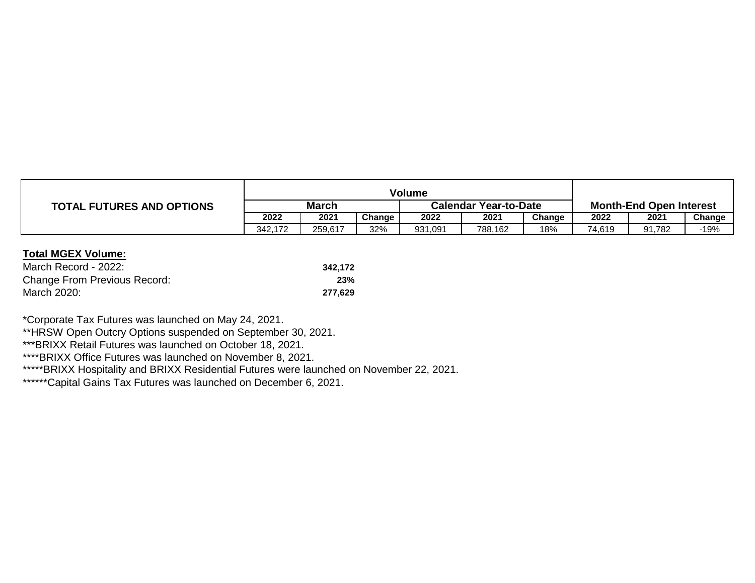| TOTAL FUTURES AND OPTIONS | Volume | | | | | | Month-End Open Interest | | |
|---|---|---|---|---|---|---|---|---|---|
| | March | | | Calendar Year-to-Date | | | | | |
| | 2022 | 2021 | Change | 2022 | 2021 | Change | 2022 | 2021 | Change |
| | 342,172 | 259,617 | 32% | 931,091 | 788,162 | 18% | 74,619 | 91,782 | -19% |

**Total MGEX Volume:**

| | |
|---|---|
| March Record - 2022: | **342,172** |
| Change From Previous Record: | **23%** |
| March 2020: | **277,629** |

*Corporate Tax Futures was launched on May 24, 2021.
**HRSW Open Outcry Options suspended on September 30, 2021.
***BRIXX Retail Futures was launched on October 18, 2021.
****BRIXX Office Futures was launched on November 8, 2021.
*****BRIXX Hospitality and BRIXX Residential Futures were launched on November 22, 2021.
******Capital Gains Tax Futures was launched on December 6, 2021.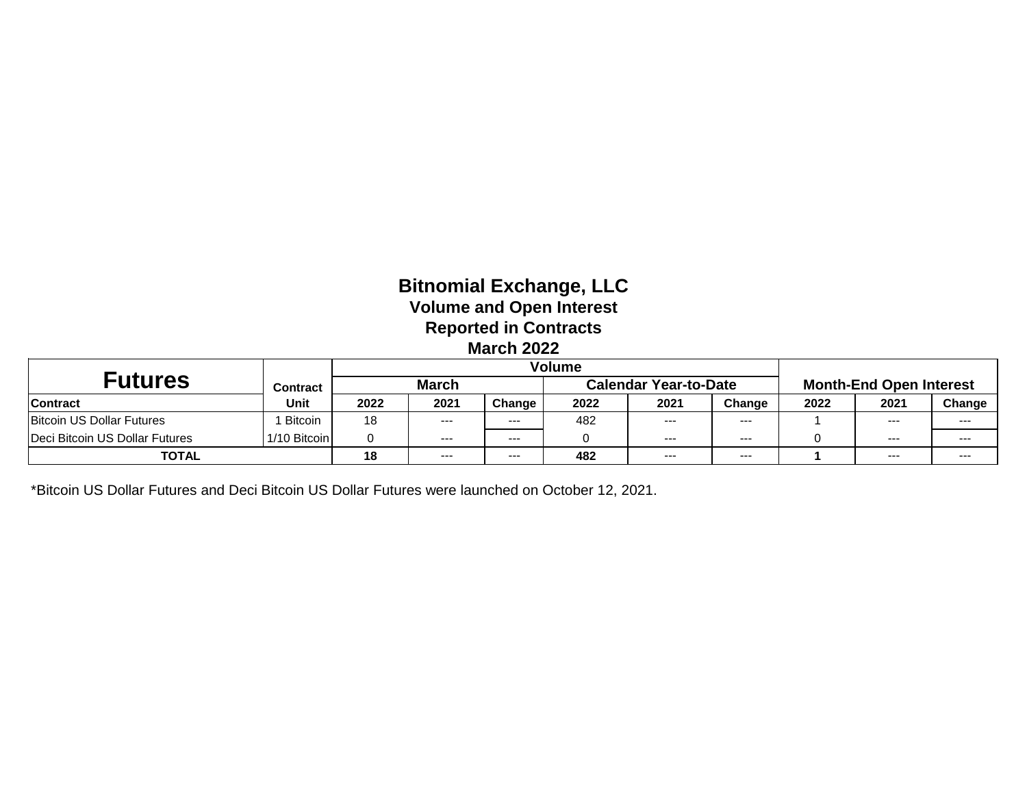# Bitnomial Exchange, LLC

## Volume and Open Interest

## Reported in Contracts

## March 2022

| Futures | Contract | Volume | | | | | | Month-End Open Interest | | |
|---|---|---|---|---|---|---|---|---|---|---|
| | | March | | | Calendar Year-to-Date | | | | | |
| Contract | Unit | 2022 | 2021 | Change | 2022 | 2021 | Change | 2022 | 2021 | Change |
| Bitcoin US Dollar Futures | 1 Bitcoin | 18 | --- | --- | 482 | --- | --- | 1 | --- | --- |
| Deci Bitcoin US Dollar Futures | 1/10 Bitcoin | 0 | --- | --- | 0 | --- | --- | 0 | --- | --- |
| **TOTAL** | | **18** | --- | --- | **482** | --- | --- | **1** | --- | --- |

*Bitcoin US Dollar Futures and Deci Bitcoin US Dollar Futures were launched on October 12, 2021.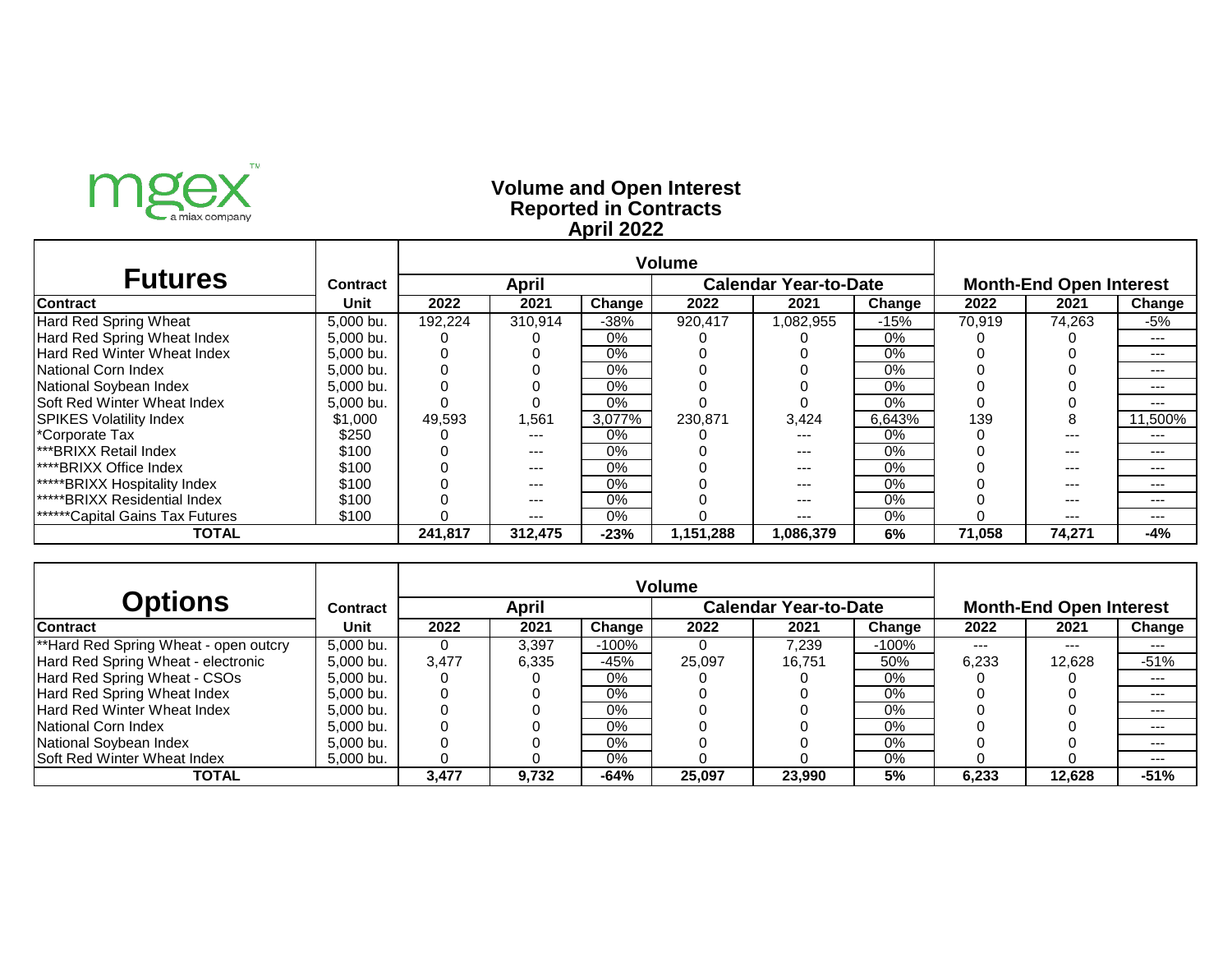mgex™ a miax company

# Volume and Open Interest
## Reported in Contracts
## April 2022

| Futures | Contract | Volume | | | | | | Month-End Open Interest | | |
|---|---|---|---|---|---|---|---|---|---|---|
| | | April | | | Calendar Year-to-Date | | | | | |
| Contract | Unit | 2022 | 2021 | Change | 2022 | 2021 | Change | 2022 | 2021 | Change |
| Hard Red Spring Wheat | 5,000 bu. | 192,224 | 310,914 | -38% | 920,417 | 1,082,955 | -15% | 70,919 | 74,263 | -5% |
| Hard Red Spring Wheat Index | 5,000 bu. | 0 | 0 | 0% | 0 | 0 | 0% | 0 | 0 | --- |
| Hard Red Winter Wheat Index | 5,000 bu. | 0 | 0 | 0% | 0 | 0 | 0% | 0 | 0 | --- |
| National Corn Index | 5,000 bu. | 0 | 0 | 0% | 0 | 0 | 0% | 0 | 0 | --- |
| National Soybean Index | 5,000 bu. | 0 | 0 | 0% | 0 | 0 | 0% | 0 | 0 | --- |
| Soft Red Winter Wheat Index | 5,000 bu. | 0 | 0 | 0% | 0 | 0 | 0% | 0 | 0 | --- |
| SPIKES Volatility Index | $1,000 | 49,593 | 1,561 | 3,077% | 230,871 | 3,424 | 6,643% | 139 | 8 | 11,500% |
| *Corporate Tax | $250 | 0 | --- | 0% | 0 | --- | 0% | 0 | --- | --- |
| ***BRIXX Retail Index | $100 | 0 | --- | 0% | 0 | --- | 0% | 0 | --- | --- |
| ****BRIXX Office Index | $100 | 0 | --- | 0% | 0 | --- | 0% | 0 | --- | --- |
| *****BRIXX Hospitality Index | $100 | 0 | --- | 0% | 0 | --- | 0% | 0 | --- | --- |
| *****BRIXX Residential Index | $100 | 0 | --- | 0% | 0 | --- | 0% | 0 | --- | --- |
| ******Capital Gains Tax Futures | $100 | 0 | --- | 0% | 0 | --- | 0% | 0 | --- | --- |
| **TOTAL** | | **241,817** | **312,475** | **-23%** | **1,151,288** | **1,086,379** | **6%** | **71,058** | **74,271** | **-4%** |

| Options | Contract | Volume | | | | | | Month-End Open Interest | | |
|---|---|---|---|---|---|---|---|---|---|---|
| | | April | | | Calendar Year-to-Date | | | | | |
| Contract | Unit | 2022 | 2021 | Change | 2022 | 2021 | Change | 2022 | 2021 | Change |
| **Hard Red Spring Wheat - open outcry | 5,000 bu. | 0 | 3,397 | -100% | 0 | 7,239 | -100% | --- | --- | --- |
| Hard Red Spring Wheat - electronic | 5,000 bu. | 3,477 | 6,335 | -45% | 25,097 | 16,751 | 50% | 6,233 | 12,628 | -51% |
| Hard Red Spring Wheat - CSOs | 5,000 bu. | 0 | 0 | 0% | 0 | 0 | 0% | 0 | 0 | --- |
| Hard Red Spring Wheat Index | 5,000 bu. | 0 | 0 | 0% | 0 | 0 | 0% | 0 | 0 | --- |
| Hard Red Winter Wheat Index | 5,000 bu. | 0 | 0 | 0% | 0 | 0 | 0% | 0 | 0 | --- |
| National Corn Index | 5,000 bu. | 0 | 0 | 0% | 0 | 0 | 0% | 0 | 0 | --- |
| National Soybean Index | 5,000 bu. | 0 | 0 | 0% | 0 | 0 | 0% | 0 | 0 | --- |
| Soft Red Winter Wheat Index | 5,000 bu. | 0 | 0 | 0% | 0 | 0 | 0% | 0 | 0 | --- |
| **TOTAL** | | **3,477** | **9,732** | **-64%** | **25,097** | **23,990** | **5%** | **6,233** | **12,628** | **-51%** |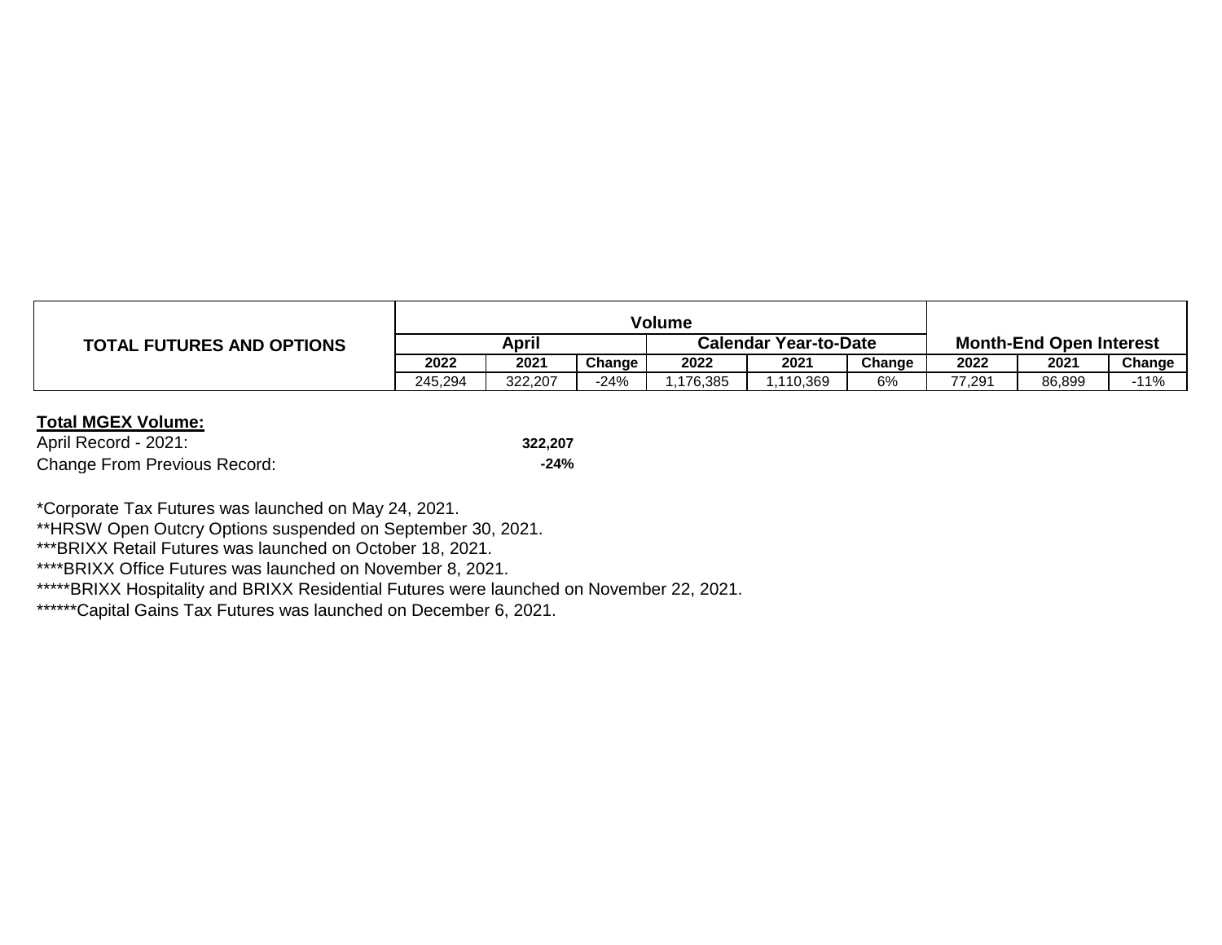| TOTAL FUTURES AND OPTIONS | Volume | | | | | | Month-End Open Interest | | |
|---|---|---|---|---|---|---|---|---|---|
| | April | | | Calendar Year-to-Date | | | | | |
| | 2022 | 2021 | Change | 2022 | 2021 | Change | 2022 | 2021 | Change |
| | 245,294 | 322,207 | -24% | 1,176,385 | 1,110,369 | 6% | 77,291 | 86,899 | -11% |

**Total MGEX Volume:**

| | |
|---|---|
| April Record - 2021: | **322,207** |
| Change From Previous Record: | **-24%** |

*Corporate Tax Futures was launched on May 24, 2021.
**HRSW Open Outcry Options suspended on September 30, 2021.
***BRIXX Retail Futures was launched on October 18, 2021.
****BRIXX Office Futures was launched on November 8, 2021.
*****BRIXX Hospitality and BRIXX Residential Futures were launched on November 22, 2021.
******Capital Gains Tax Futures was launched on December 6, 2021.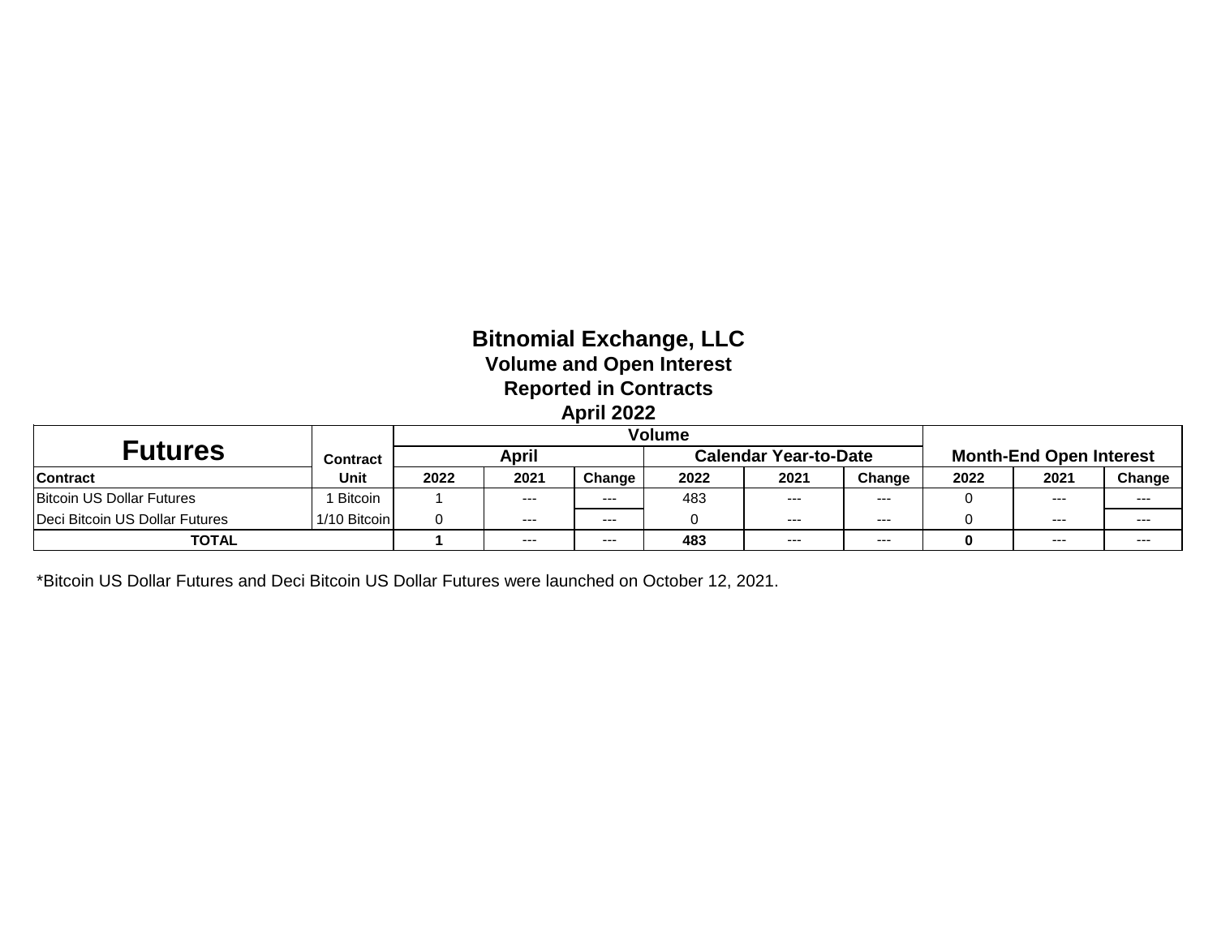# Bitnomial Exchange, LLC

## Volume and Open Interest

## Reported in Contracts

## April 2022

| Futures | Contract | Volume | | | | | | Month-End Open Interest | | |
|---|---|---|---|---|---|---|---|---|---|---|
| | | April | | | Calendar Year-to-Date | | | | | |
| Contract | Unit | 2022 | 2021 | Change | 2022 | 2021 | Change | 2022 | 2021 | Change |
| Bitcoin US Dollar Futures | 1 Bitcoin | 1 | --- | --- | 483 | --- | --- | 0 | --- | --- |
| Deci Bitcoin US Dollar Futures | 1/10 Bitcoin | 0 | --- | --- | 0 | --- | --- | 0 | --- | --- |
| **TOTAL** | | **1** | --- | --- | **483** | --- | --- | **0** | --- | --- |

*Bitcoin US Dollar Futures and Deci Bitcoin US Dollar Futures were launched on October 12, 2021.